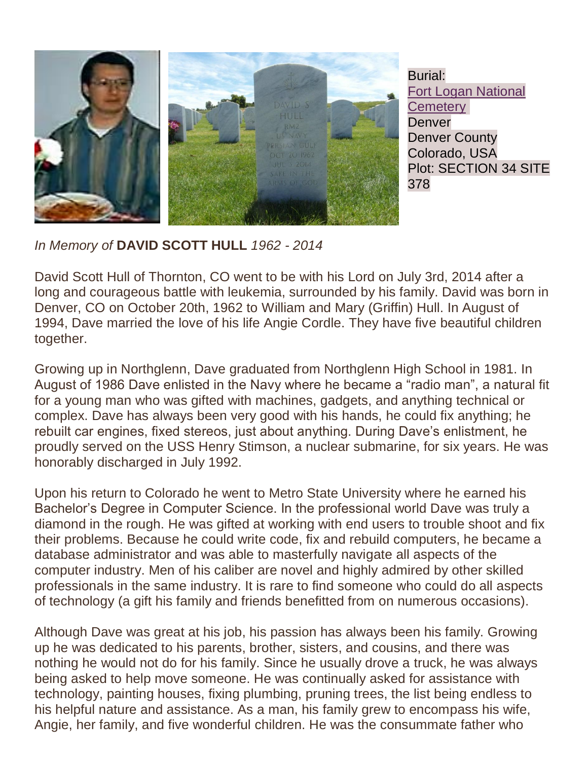Burial:
[Fort Logan National Cemetery]
Denver
Denver County
Colorado, USA
Plot: SECTION 34 SITE 378

*In Memory of* **DAVID SCOTT HULL** *1962 - 2014*

David Scott Hull of Thornton, CO went to be with his Lord on July 3rd, 2014 after a long and courageous battle with leukemia, surrounded by his family. David was born in Denver, CO on October 20th, 1962 to William and Mary (Griffin) Hull. In August of 1994, Dave married the love of his life Angie Cordle. They have five beautiful children together.

Growing up in Northglenn, Dave graduated from Northglenn High School in 1981. In August of 1986 Dave enlisted in the Navy where he became a "radio man", a natural fit for a young man who was gifted with machines, gadgets, and anything technical or complex. Dave has always been very good with his hands, he could fix anything; he rebuilt car engines, fixed stereos, just about anything. During Dave's enlistment, he proudly served on the USS Henry Stimson, a nuclear submarine, for six years. He was honorably discharged in July 1992.

Upon his return to Colorado he went to Metro State University where he earned his Bachelor's Degree in Computer Science. In the professional world Dave was truly a diamond in the rough. He was gifted at working with end users to trouble shoot and fix their problems. Because he could write code, fix and rebuild computers, he became a database administrator and was able to masterfully navigate all aspects of the computer industry. Men of his caliber are novel and highly admired by other skilled professionals in the same industry. It is rare to find someone who could do all aspects of technology (a gift his family and friends benefitted from on numerous occasions).

Although Dave was great at his job, his passion has always been his family. Growing up he was dedicated to his parents, brother, sisters, and cousins, and there was nothing he would not do for his family. Since he usually drove a truck, he was always being asked to help move someone. He was continually asked for assistance with technology, painting houses, fixing plumbing, pruning trees, the list being endless to his helpful nature and assistance. As a man, his family grew to encompass his wife, Angie, her family, and five wonderful children. He was the consummate father who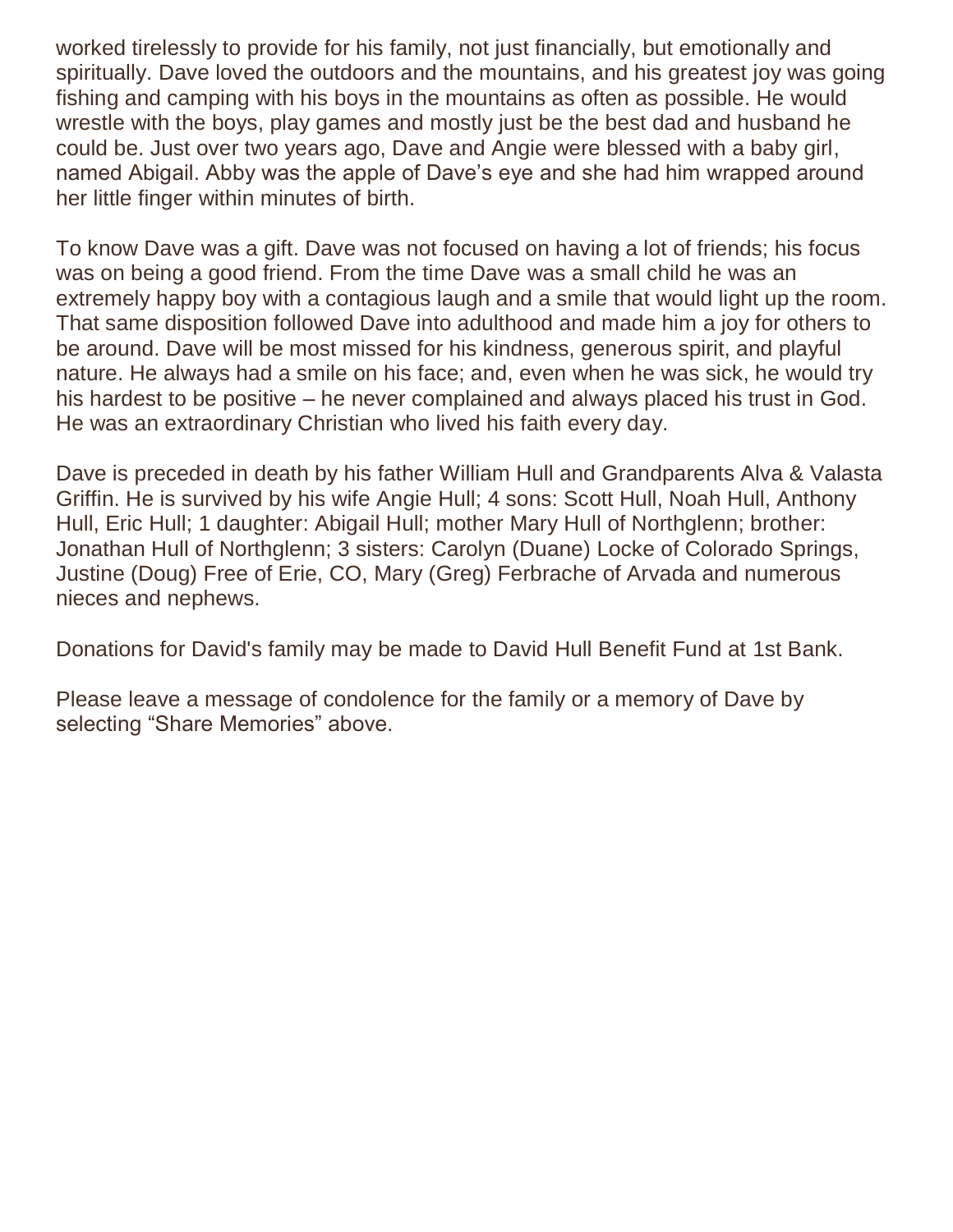worked tirelessly to provide for his family, not just financially, but emotionally and spiritually. Dave loved the outdoors and the mountains, and his greatest joy was going fishing and camping with his boys in the mountains as often as possible. He would wrestle with the boys, play games and mostly just be the best dad and husband he could be. Just over two years ago, Dave and Angie were blessed with a baby girl, named Abigail. Abby was the apple of Dave's eye and she had him wrapped around her little finger within minutes of birth.

To know Dave was a gift. Dave was not focused on having a lot of friends; his focus was on being a good friend. From the time Dave was a small child he was an extremely happy boy with a contagious laugh and a smile that would light up the room. That same disposition followed Dave into adulthood and made him a joy for others to be around. Dave will be most missed for his kindness, generous spirit, and playful nature. He always had a smile on his face; and, even when he was sick, he would try his hardest to be positive – he never complained and always placed his trust in God. He was an extraordinary Christian who lived his faith every day.

Dave is preceded in death by his father William Hull and Grandparents Alva & Valasta Griffin. He is survived by his wife Angie Hull; 4 sons: Scott Hull, Noah Hull, Anthony Hull, Eric Hull; 1 daughter: Abigail Hull; mother Mary Hull of Northglenn; brother: Jonathan Hull of Northglenn; 3 sisters: Carolyn (Duane) Locke of Colorado Springs, Justine (Doug) Free of Erie, CO, Mary (Greg) Ferbrache of Arvada and numerous nieces and nephews.

Donations for David's family may be made to David Hull Benefit Fund at 1st Bank.

Please leave a message of condolence for the family or a memory of Dave by selecting "Share Memories" above.